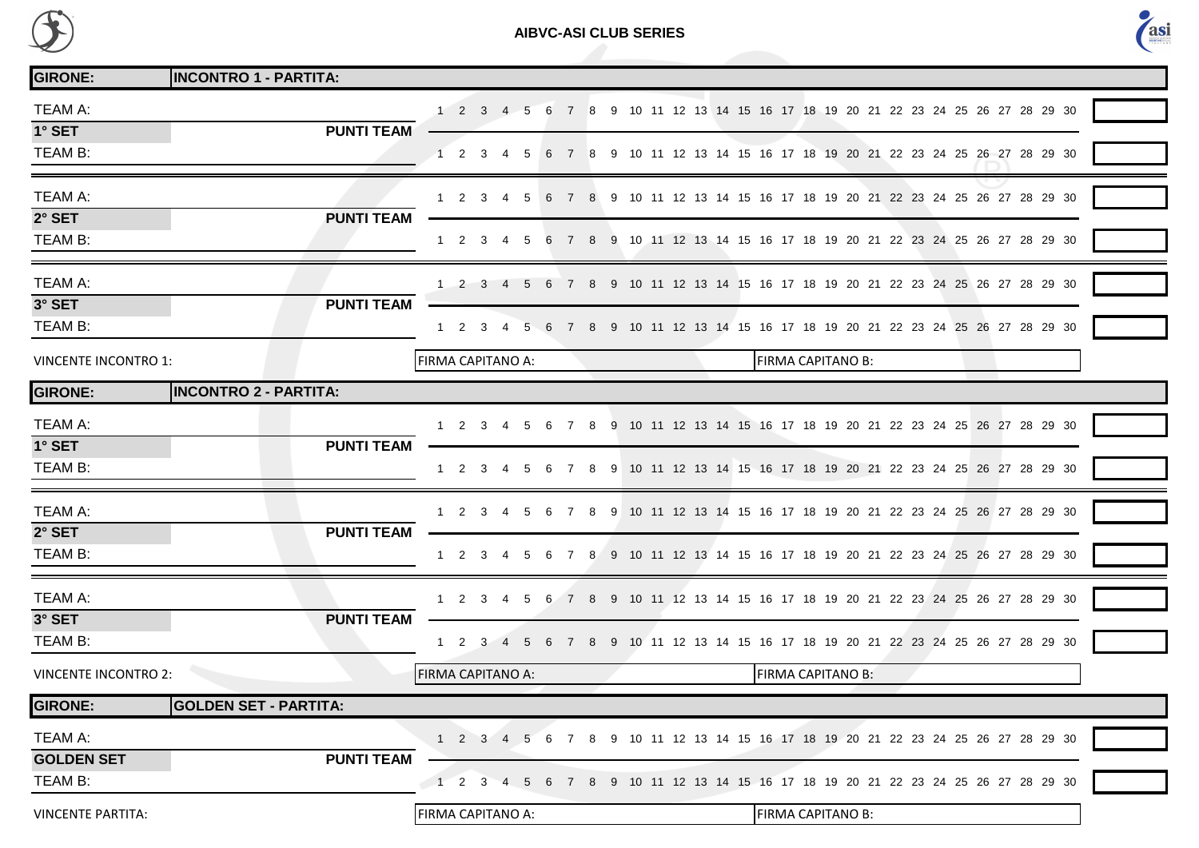**AIBVC-ASI CLUB SERIES**

| GIRONE: | INCONTRO 1 - PARTITA: | |
|---|---|---|
| TEAM A: | 1 2 3 4 5 6 7 8 9 10 11 12 13 14 15 16 17 18 19 20 21 22 23 24 25 26 27 28 29 30 | |
| **1° SET** / **PUNTI TEAM** | | |
| TEAM B: | 1 2 3 4 5 6 7 8 9 10 11 12 13 14 15 16 17 18 19 20 21 22 23 24 25 26 27 28 29 30 | |
| TEAM A: | 1 2 3 4 5 6 7 8 9 10 11 12 13 14 15 16 17 18 19 20 21 22 23 24 25 26 27 28 29 30 | |
| **2° SET** / **PUNTI TEAM** | | |
| TEAM B: | 1 2 3 4 5 6 7 8 9 10 11 12 13 14 15 16 17 18 19 20 21 22 23 24 25 26 27 28 29 30 | |
| TEAM A: | 1 2 3 4 5 6 7 8 9 10 11 12 13 14 15 16 17 18 19 20 21 22 23 24 25 26 27 28 29 30 | |
| **3° SET** / **PUNTI TEAM** | | |
| TEAM B: | 1 2 3 4 5 6 7 8 9 10 11 12 13 14 15 16 17 18 19 20 21 22 23 24 25 26 27 28 29 30 | |
| VINCENTE INCONTRO 1: | FIRMA CAPITANO A: | FIRMA CAPITANO B: |

| GIRONE: | INCONTRO 2 - PARTITA: | |
|---|---|---|
| TEAM A: | 1 2 3 4 5 6 7 8 9 10 11 12 13 14 15 16 17 18 19 20 21 22 23 24 25 26 27 28 29 30 | |
| **1° SET** / **PUNTI TEAM** | | |
| TEAM B: | 1 2 3 4 5 6 7 8 9 10 11 12 13 14 15 16 17 18 19 20 21 22 23 24 25 26 27 28 29 30 | |
| TEAM A: | 1 2 3 4 5 6 7 8 9 10 11 12 13 14 15 16 17 18 19 20 21 22 23 24 25 26 27 28 29 30 | |
| **2° SET** / **PUNTI TEAM** | | |
| TEAM B: | 1 2 3 4 5 6 7 8 9 10 11 12 13 14 15 16 17 18 19 20 21 22 23 24 25 26 27 28 29 30 | |
| TEAM A: | 1 2 3 4 5 6 7 8 9 10 11 12 13 14 15 16 17 18 19 20 21 22 23 24 25 26 27 28 29 30 | |
| **3° SET** / **PUNTI TEAM** | | |
| TEAM B: | 1 2 3 4 5 6 7 8 9 10 11 12 13 14 15 16 17 18 19 20 21 22 23 24 25 26 27 28 29 30 | |
| VINCENTE INCONTRO 2: | FIRMA CAPITANO A: | FIRMA CAPITANO B: |

| GIRONE: | GOLDEN SET - PARTITA: | |
|---|---|---|
| TEAM A: | 1 2 3 4 5 6 7 8 9 10 11 12 13 14 15 16 17 18 19 20 21 22 23 24 25 26 27 28 29 30 | |
| **GOLDEN SET** / **PUNTI TEAM** | | |
| TEAM B: | 1 2 3 4 5 6 7 8 9 10 11 12 13 14 15 16 17 18 19 20 21 22 23 24 25 26 27 28 29 30 | |
| VINCENTE PARTITA: | FIRMA CAPITANO A: | FIRMA CAPITANO B: |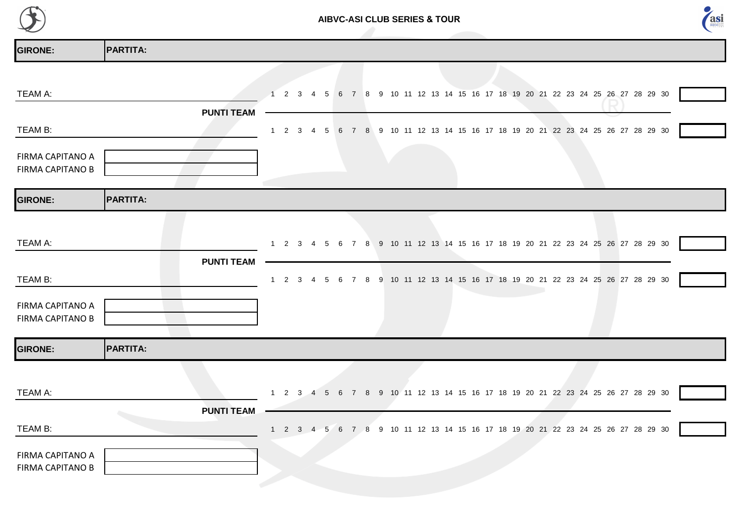**AIBVC-ASI CLUB SERIES & TOUR**

| GIRONE: | PARTITA: |
|---|---|

TEAM A: 1 2 3 4 5 6 7 8 9 10 11 12 13 14 15 16 17 18 19 20 21 22 23 24 25 26 27 28 29 30

**PUNTI TEAM**

TEAM B: 1 2 3 4 5 6 7 8 9 10 11 12 13 14 15 16 17 18 19 20 21 22 23 24 25 26 27 28 29 30

FIRMA CAPITANO A

FIRMA CAPITANO B

| GIRONE: | PARTITA: |
|---|---|

TEAM A: 1 2 3 4 5 6 7 8 9 10 11 12 13 14 15 16 17 18 19 20 21 22 23 24 25 26 27 28 29 30

**PUNTI TEAM**

TEAM B: 1 2 3 4 5 6 7 8 9 10 11 12 13 14 15 16 17 18 19 20 21 22 23 24 25 26 27 28 29 30

FIRMA CAPITANO A

FIRMA CAPITANO B

| GIRONE: | PARTITA: |
|---|---|

TEAM A: 1 2 3 4 5 6 7 8 9 10 11 12 13 14 15 16 17 18 19 20 21 22 23 24 25 26 27 28 29 30

**PUNTI TEAM**

TEAM B: 1 2 3 4 5 6 7 8 9 10 11 12 13 14 15 16 17 18 19 20 21 22 23 24 25 26 27 28 29 30

FIRMA CAPITANO A

FIRMA CAPITANO B